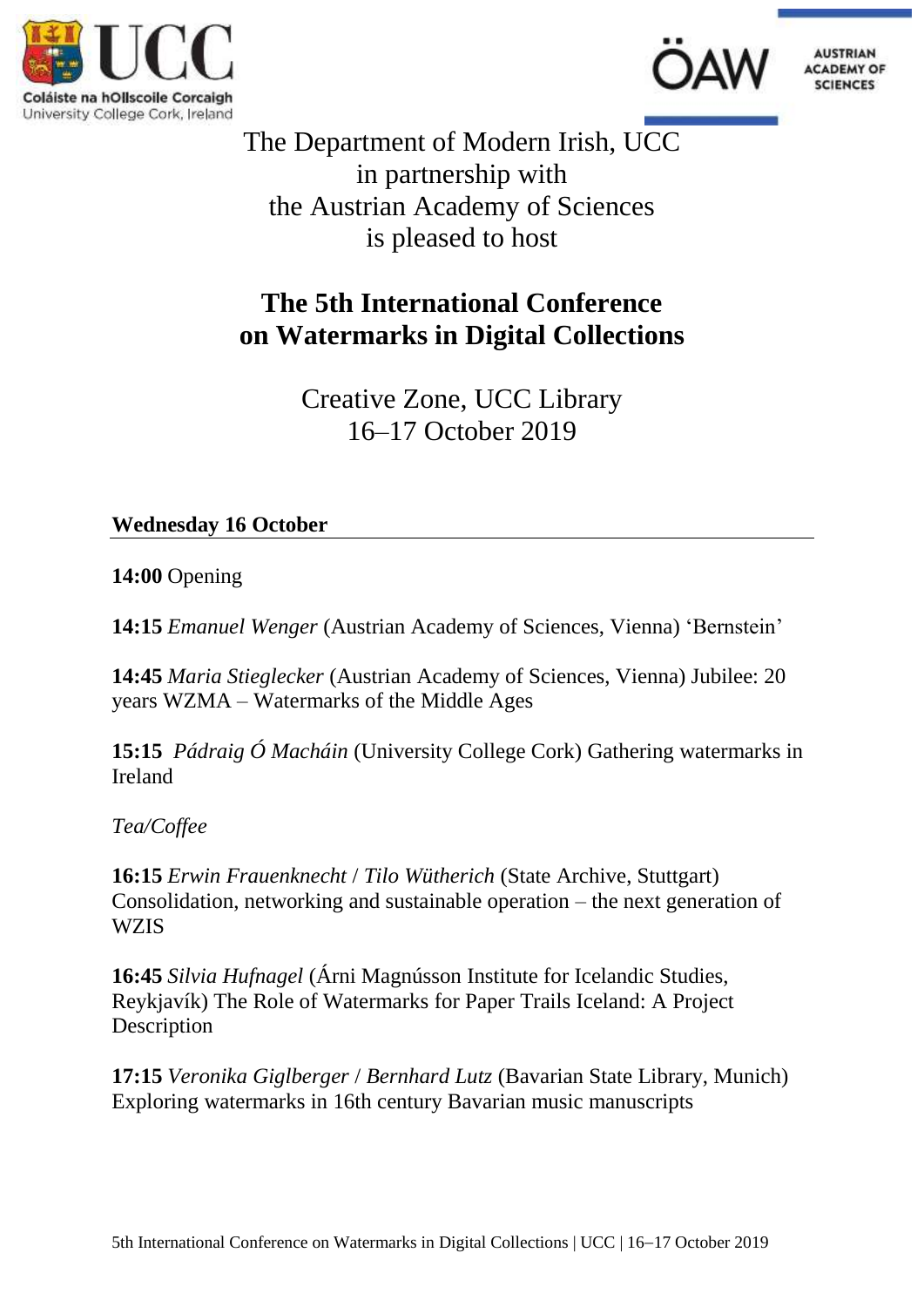Coláiste na hOllscoile Corcaigh
University College Cork, Ireland

ÖAW AUSTRIAN ACADEMY OF SCIENCES

The Department of Modern Irish, UCC
in partnership with
the Austrian Academy of Sciences
is pleased to host

# The 5th International Conference on Watermarks in Digital Collections

Creative Zone, UCC Library
16–17 October 2019

## Wednesday 16 October

**14:00** Opening

**14:15** *Emanuel Wenger* (Austrian Academy of Sciences, Vienna) 'Bernstein'

**14:45** *Maria Stieglecker* (Austrian Academy of Sciences, Vienna) Jubilee: 20 years WZMA – Watermarks of the Middle Ages

**15:15** *Pádraig Ó Macháin* (University College Cork) Gathering watermarks in Ireland

*Tea/Coffee*

**16:15** *Erwin Frauenknecht* / *Tilo Wütherich* (State Archive, Stuttgart) Consolidation, networking and sustainable operation – the next generation of WZIS

**16:45** *Silvia Hufnagel* (Árni Magnússon Institute for Icelandic Studies, Reykjavík) The Role of Watermarks for Paper Trails Iceland: A Project Description

**17:15** *Veronika Giglberger* / *Bernhard Lutz* (Bavarian State Library, Munich) Exploring watermarks in 16th century Bavarian music manuscripts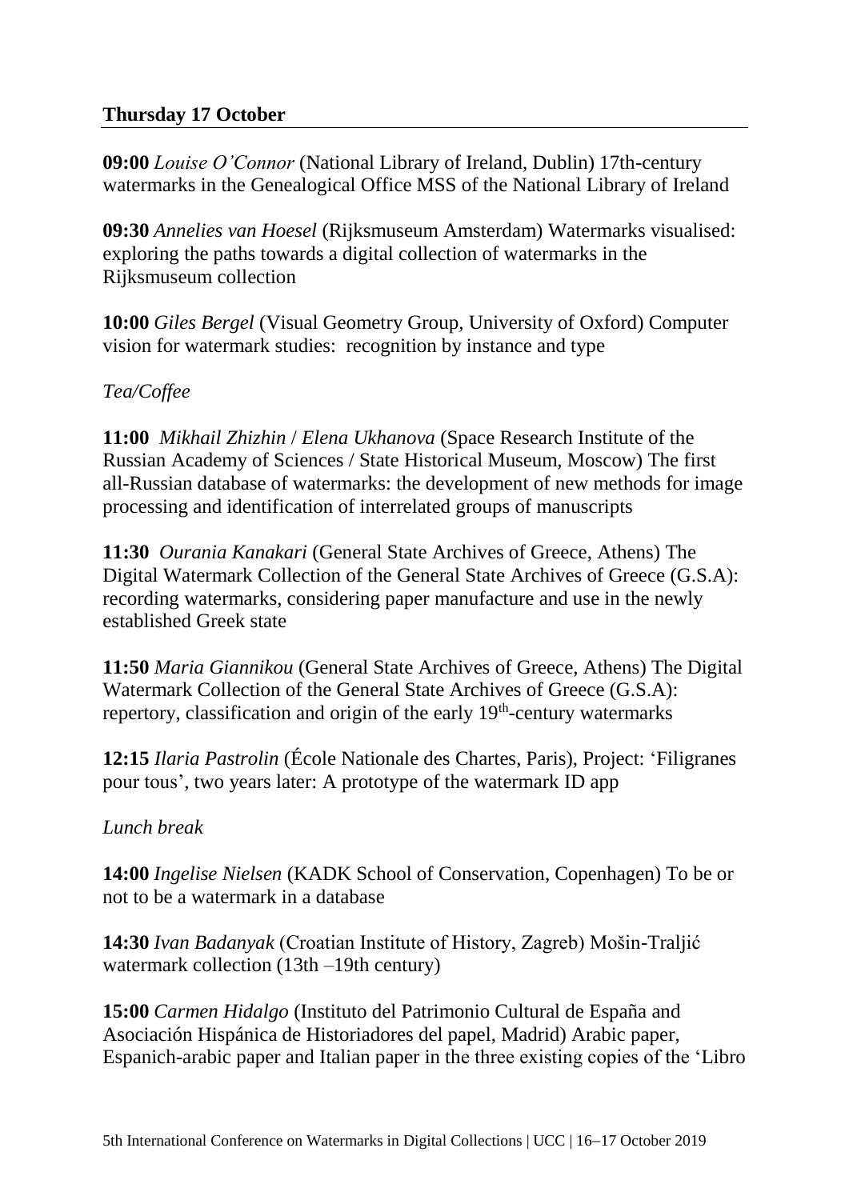## Thursday 17 October

**09:00** *Louise O'Connor* (National Library of Ireland, Dublin) 17th-century watermarks in the Genealogical Office MSS of the National Library of Ireland

**09:30** *Annelies van Hoesel* (Rijksmuseum Amsterdam) Watermarks visualised: exploring the paths towards a digital collection of watermarks in the Rijksmuseum collection

**10:00** *Giles Bergel* (Visual Geometry Group, University of Oxford) Computer vision for watermark studies: recognition by instance and type

*Tea/Coffee*

**11:00** *Mikhail Zhizhin* / *Elena Ukhanova* (Space Research Institute of the Russian Academy of Sciences / State Historical Museum, Moscow) The first all-Russian database of watermarks: the development of new methods for image processing and identification of interrelated groups of manuscripts

**11:30** *Ourania Kanakari* (General State Archives of Greece, Athens) The Digital Watermark Collection of the General State Archives of Greece (G.S.A): recording watermarks, considering paper manufacture and use in the newly established Greek state

**11:50** *Maria Giannikou* (General State Archives of Greece, Athens) The Digital Watermark Collection of the General State Archives of Greece (G.S.A): repertory, classification and origin of the early 19th-century watermarks

**12:15** *Ilaria Pastrolin* (École Nationale des Chartes, Paris), Project: 'Filigranes pour tous', two years later: A prototype of the watermark ID app

*Lunch break*

**14:00** *Ingelise Nielsen* (KADK School of Conservation, Copenhagen) To be or not to be a watermark in a database

**14:30** *Ivan Badanyak* (Croatian Institute of History, Zagreb) Mošin-Traljić watermark collection (13th –19th century)

**15:00** *Carmen Hidalgo* (Instituto del Patrimonio Cultural de España and Asociación Hispánica de Historiadores del papel, Madrid) Arabic paper, Espanich-arabic paper and Italian paper in the three existing copies of the 'Libro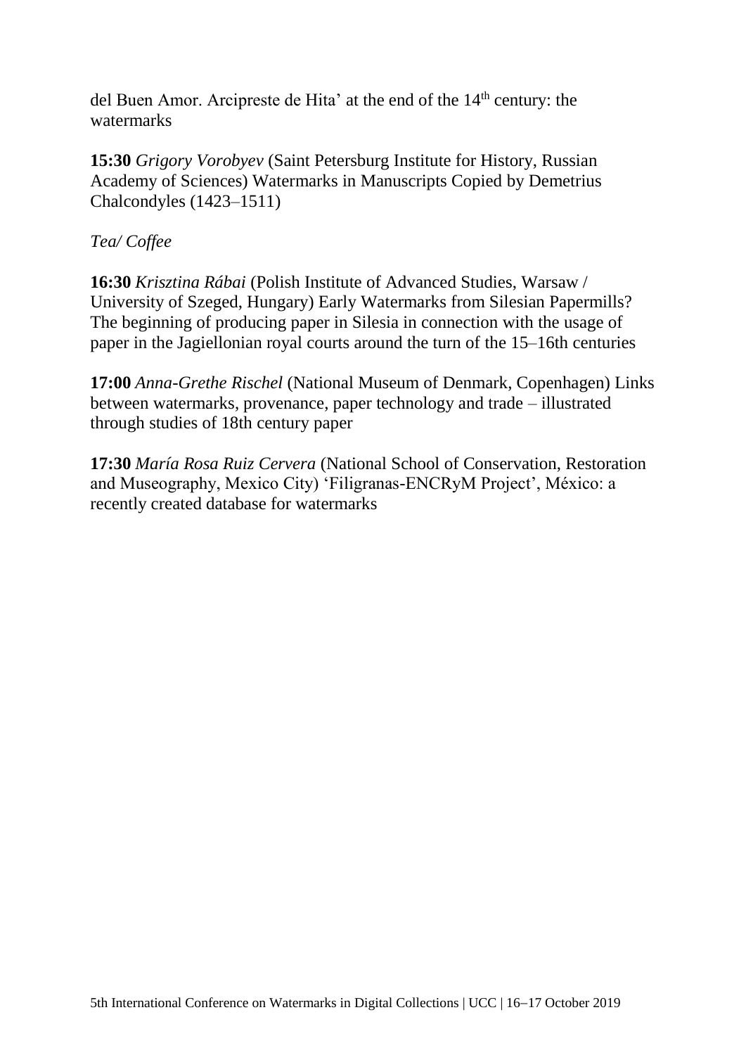del Buen Amor. Arcipreste de Hita' at the end of the 14th century: the watermarks

**15:30** *Grigory Vorobyev* (Saint Petersburg Institute for History, Russian Academy of Sciences) Watermarks in Manuscripts Copied by Demetrius Chalcondyles (1423–1511)

*Tea/ Coffee*

**16:30** *Krisztina Rábai* (Polish Institute of Advanced Studies, Warsaw / University of Szeged, Hungary) Early Watermarks from Silesian Papermills? The beginning of producing paper in Silesia in connection with the usage of paper in the Jagiellonian royal courts around the turn of the 15–16th centuries

**17:00** *Anna-Grethe Rischel* (National Museum of Denmark, Copenhagen) Links between watermarks, provenance, paper technology and trade – illustrated through studies of 18th century paper

**17:30** *María Rosa Ruiz Cervera* (National School of Conservation, Restoration and Museography, Mexico City) 'Filigranas-ENCRyM Project', México: a recently created database for watermarks